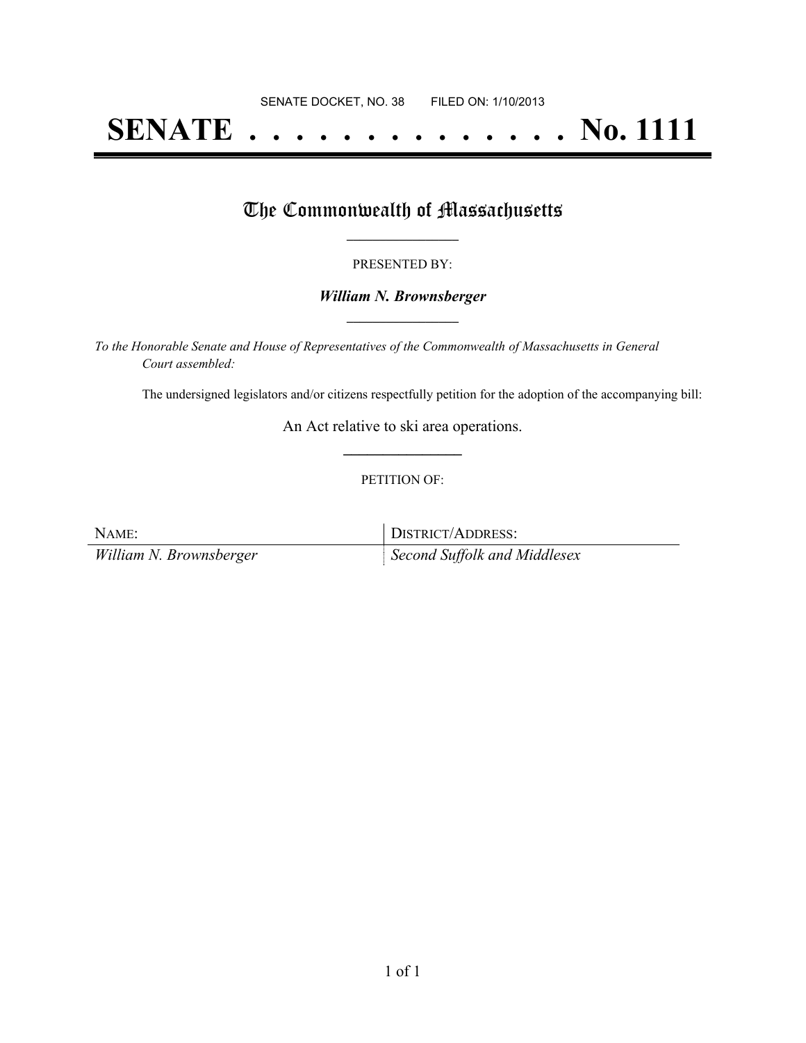SENATE DOCKET, NO. 38 FILED ON: 1/10/2013

# SENATE . . . . . . . . . . . . . . No. 1111

## The Commonwealth of Massachusetts

PRESENTED BY:

***William N. Brownsberger***

*To the Honorable Senate and House of Representatives of the Commonwealth of Massachusetts in General Court assembled:*

The undersigned legislators and/or citizens respectfully petition for the adoption of the accompanying bill:

An Act relative to ski area operations.

PETITION OF:

| NAME: | DISTRICT/ADDRESS: |
| --- | --- |
| *William N. Brownsberger* | *Second Suffolk and Middlesex* |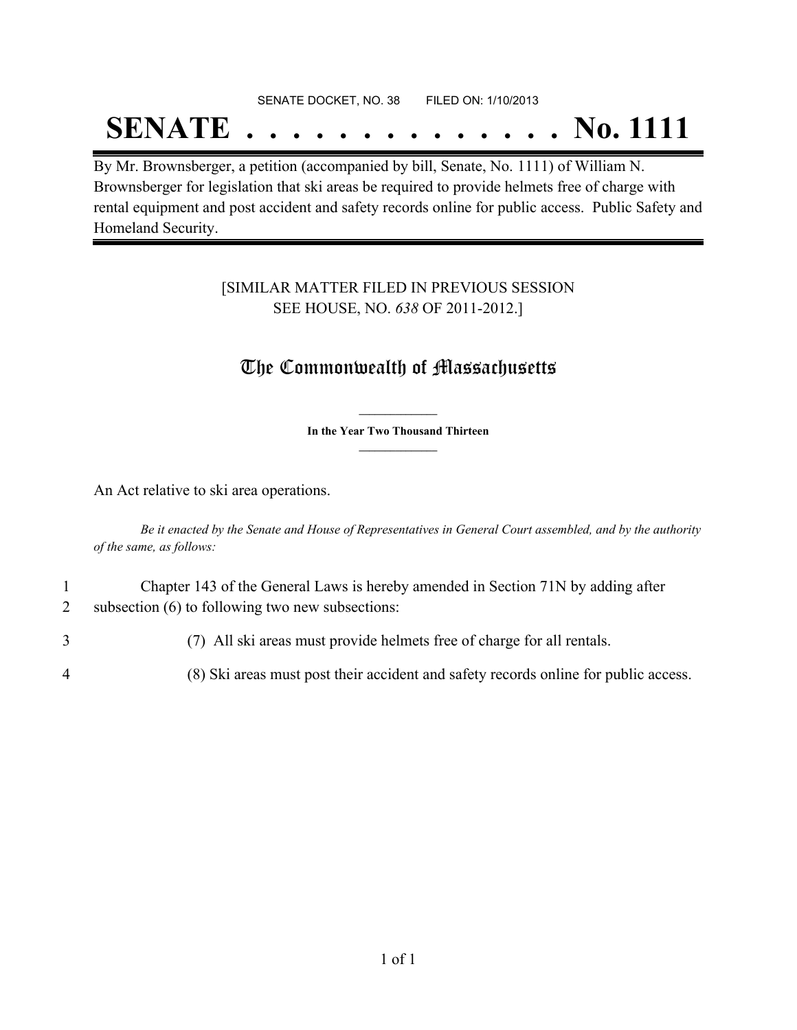SENATE DOCKET, NO. 38        FILED ON: 1/10/2013

# SENATE . . . . . . . . . . . . . . No. 1111

By Mr. Brownsberger, a petition (accompanied by bill, Senate, No. 1111) of William N. Brownsberger for legislation that ski areas be required to provide helmets free of charge with rental equipment and post accident and safety records online for public access. Public Safety and Homeland Security.

[SIMILAR MATTER FILED IN PREVIOUS SESSION
SEE HOUSE, NO. *638* OF 2011-2012.]

## The Commonwealth of Massachusetts

**In the Year Two Thousand Thirteen**

An Act relative to ski area operations.

*Be it enacted by the Senate and House of Representatives in General Court assembled, and by the authority of the same, as follows:*

1 Chapter 143 of the General Laws is hereby amended in Section 71N by adding after
2 subsection (6) to following two new subsections:

3 (7) All ski areas must provide helmets free of charge for all rentals.

4 (8) Ski areas must post their accident and safety records online for public access.